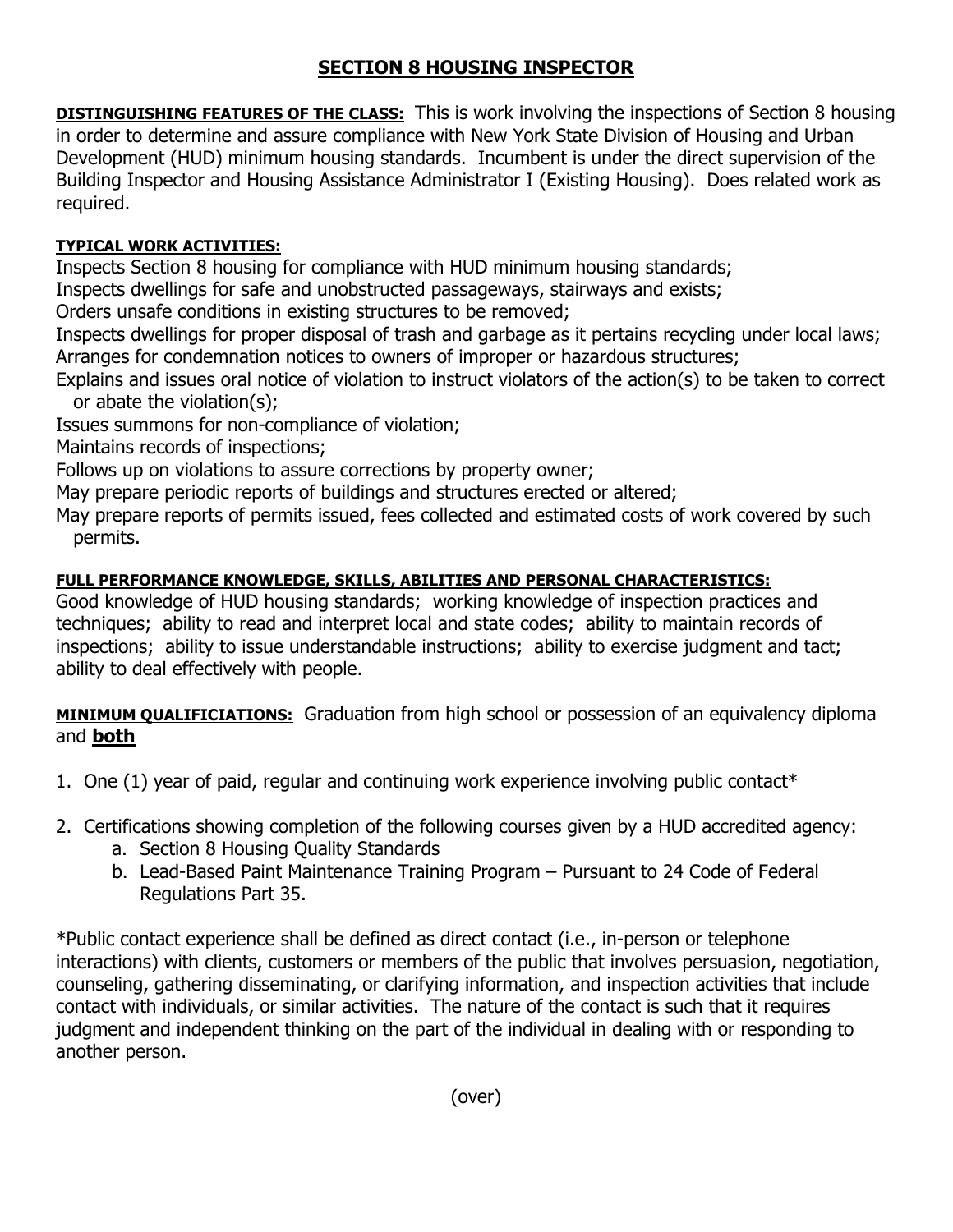# SECTION 8 HOUSING INSPECTOR

**DISTINGUISHING FEATURES OF THE CLASS:** This is work involving the inspections of Section 8 housing in order to determine and assure compliance with New York State Division of Housing and Urban Development (HUD) minimum housing standards. Incumbent is under the direct supervision of the Building Inspector and Housing Assistance Administrator I (Existing Housing). Does related work as required.

**TYPICAL WORK ACTIVITIES:**

Inspects Section 8 housing for compliance with HUD minimum housing standards;
Inspects dwellings for safe and unobstructed passageways, stairways and exists;
Orders unsafe conditions in existing structures to be removed;
Inspects dwellings for proper disposal of trash and garbage as it pertains recycling under local laws;
Arranges for condemnation notices to owners of improper or hazardous structures;
Explains and issues oral notice of violation to instruct violators of the action(s) to be taken to correct or abate the violation(s);
Issues summons for non-compliance of violation;
Maintains records of inspections;
Follows up on violations to assure corrections by property owner;
May prepare periodic reports of buildings and structures erected or altered;
May prepare reports of permits issued, fees collected and estimated costs of work covered by such permits.

**FULL PERFORMANCE KNOWLEDGE, SKILLS, ABILITIES AND PERSONAL CHARACTERISTICS:**
Good knowledge of HUD housing standards; working knowledge of inspection practices and techniques; ability to read and interpret local and state codes; ability to maintain records of inspections; ability to issue understandable instructions; ability to exercise judgment and tact; ability to deal effectively with people.

**MINIMUM QUALIFICIATIONS:** Graduation from high school or possession of an equivalency diploma and **both**

1. One (1) year of paid, regular and continuing work experience involving public contact*

2. Certifications showing completion of the following courses given by a HUD accredited agency:
   a. Section 8 Housing Quality Standards
   b. Lead-Based Paint Maintenance Training Program – Pursuant to 24 Code of Federal Regulations Part 35.

*Public contact experience shall be defined as direct contact (i.e., in-person or telephone interactions) with clients, customers or members of the public that involves persuasion, negotiation, counseling, gathering disseminating, or clarifying information, and inspection activities that include contact with individuals, or similar activities. The nature of the contact is such that it requires judgment and independent thinking on the part of the individual in dealing with or responding to another person.

(over)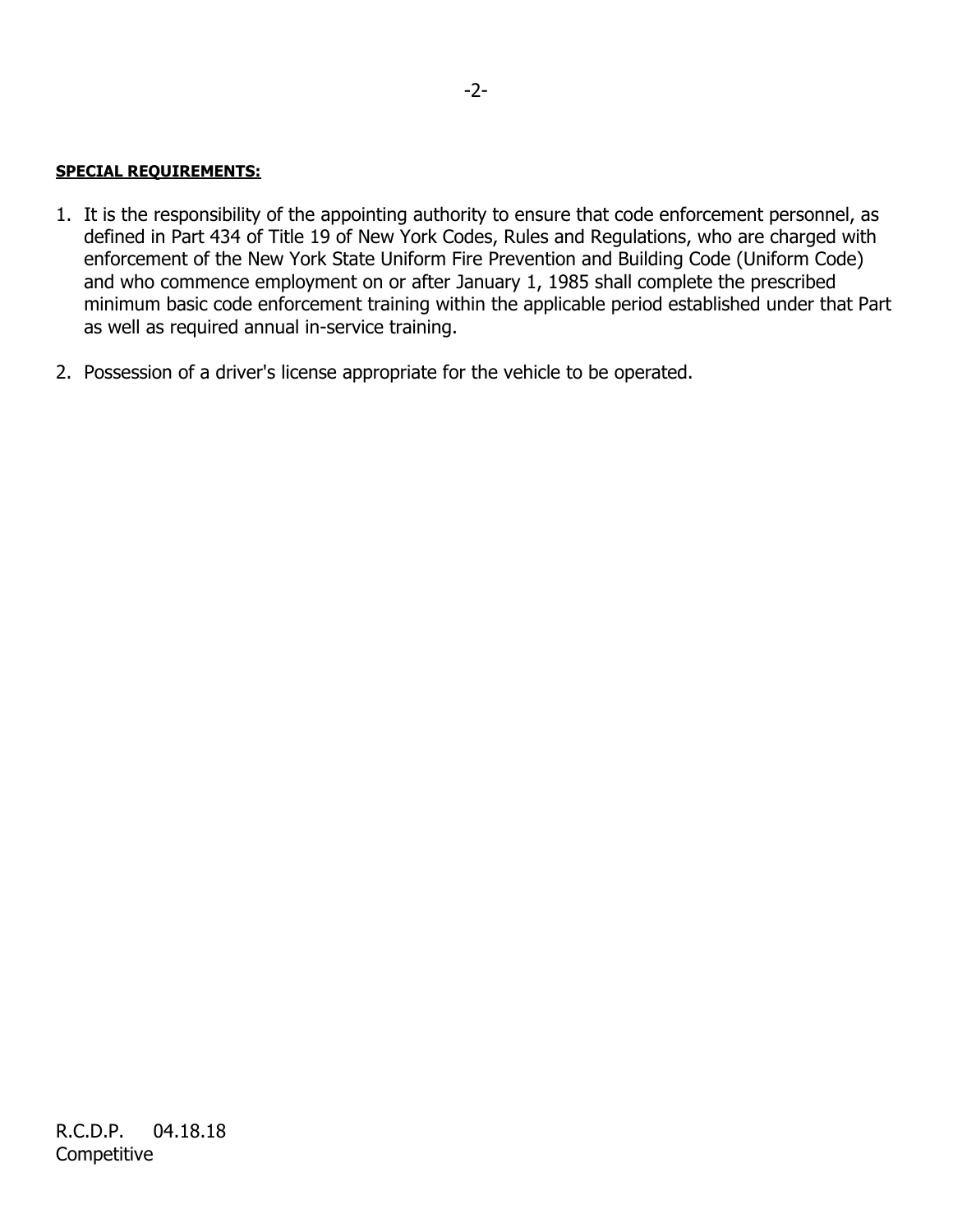**SPECIAL REQUIREMENTS:**

1. It is the responsibility of the appointing authority to ensure that code enforcement personnel, as defined in Part 434 of Title 19 of New York Codes, Rules and Regulations, who are charged with enforcement of the New York State Uniform Fire Prevention and Building Code (Uniform Code) and who commence employment on or after January 1, 1985 shall complete the prescribed minimum basic code enforcement training within the applicable period established under that Part as well as required annual in-service training.

2. Possession of a driver's license appropriate for the vehicle to be operated.

R.C.D.P. 04.18.18
Competitive